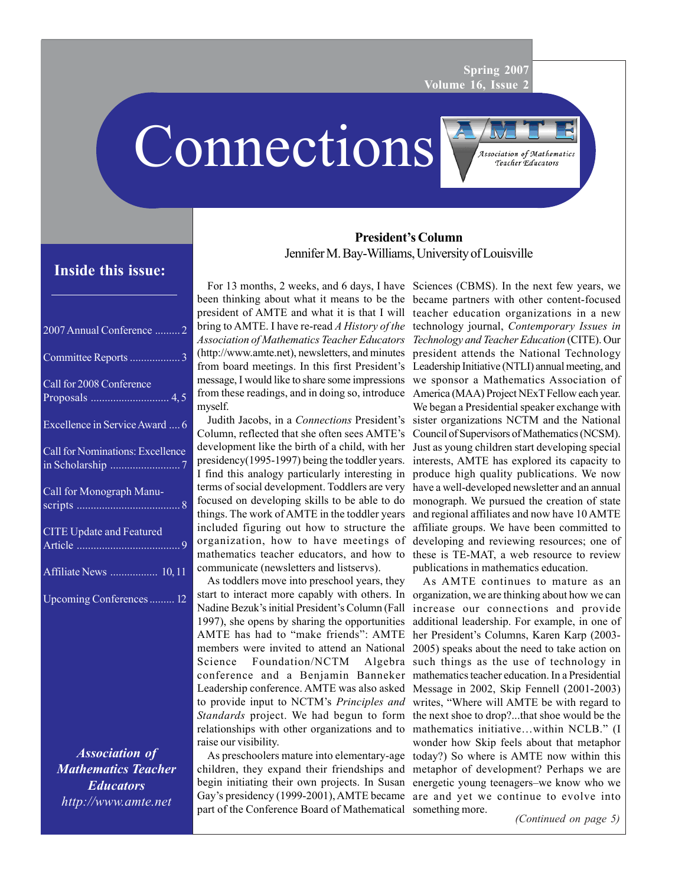# Connections

Association of Mathematics Teacher Educators

## Inside this issue:

- 2007 Annual Conference ......... 2
- Committee Reports .................. 3
- Call for 2008 Conference Proposals ............................ 4, 5
- Excellence in Service Award .... 6
- Call for Nominations: Excellence in Scholarship .......................... 7
- Call for Monograph Manuscripts ..................................... 8
- CITE Update and Featured Article ..................................... 9
- Affiliate News ................. 10, 11
- Upcoming Conferences ......... 12

***Association of Mathematics Teacher Educators***
*http://www.amte.net*

## President's Column

Jennifer M. Bay-Williams, University of Louisville

For 13 months, 2 weeks, and 6 days, I have been thinking about what it means to be the president of AMTE and what it is that I will bring to AMTE. I have re-read *A History of the Association of Mathematics Teacher Educators* (http://www.amte.net), newsletters, and minutes from board meetings. In this first President's message, I would like to share some impressions from these readings, and in doing so, introduce myself.

Judith Jacobs, in a *Connections* President's Column, reflected that she often sees AMTE's development like the birth of a child, with her presidency(1995-1997) being the toddler years. I find this analogy particularly interesting in terms of social development. Toddlers are very focused on developing skills to be able to do things. The work of AMTE in the toddler years included figuring out how to structure the organization, how to have meetings of mathematics teacher educators, and how to communicate (newsletters and listservs).

As toddlers move into preschool years, they start to interact more capably with others. In Nadine Bezuk's initial President's Column (Fall 1997), she opens by sharing the opportunities AMTE has had to "make friends": AMTE members were invited to attend an National Science Foundation/NCTM Algebra conference and a Benjamin Banneker Leadership conference. AMTE was also asked to provide input to NCTM's *Principles and Standards* project. We had begun to form relationships with other organizations and to raise our visibility.

As preschoolers mature into elementary-age children, they expand their friendships and begin initiating their own projects. In Susan Gay's presidency (1999-2001), AMTE became part of the Conference Board of Mathematical Sciences (CBMS). In the next few years, we became partners with other content-focused teacher education organizations in a new technology journal, *Contemporary Issues in Technology and Teacher Education* (CITE). Our president attends the National Technology Leadership Initiative (NTLI) annual meeting, and we sponsor a Mathematics Association of America (MAA) Project NExT Fellow each year. We began a Presidential speaker exchange with sister organizations NCTM and the National Council of Supervisors of Mathematics (NCSM). Just as young children start developing special interests, AMTE has explored its capacity to produce high quality publications. We now have a well-developed newsletter and an annual monograph. We pursued the creation of state and regional affiliates and now have 10 AMTE affiliate groups. We have been committed to developing and reviewing resources; one of these is TE-MAT, a web resource to review publications in mathematics education.

As AMTE continues to mature as an organization, we are thinking about how we can increase our connections and provide additional leadership. For example, in one of her President's Columns, Karen Karp (2003-2005) speaks about the need to take action on such things as the use of technology in mathematics teacher education. In a Presidential Message in 2002, Skip Fennell (2001-2003) writes, "Where will AMTE be with regard to the next shoe to drop?...that shoe would be the mathematics initiative…within NCLB." (I wonder how Skip feels about that metaphor today?) So where is AMTE now within this metaphor of development? Perhaps we are energetic young teenagers–we know who we are and yet we continue to evolve into something more.

*(Continued on page 5)*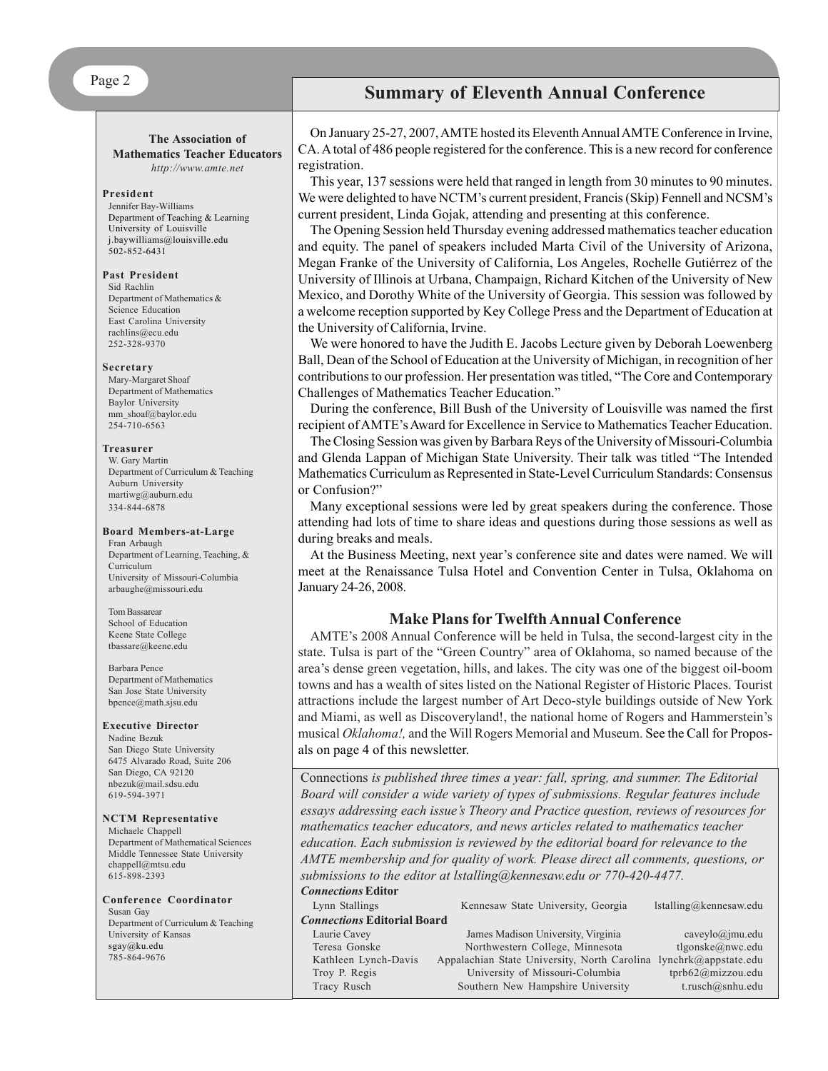## Summary of Eleventh Annual Conference

On January 25-27, 2007, AMTE hosted its Eleventh Annual AMTE Conference in Irvine, CA. A total of 486 people registered for the conference. This is a new record for conference registration.

This year, 137 sessions were held that ranged in length from 30 minutes to 90 minutes. We were delighted to have NCTM's current president, Francis (Skip) Fennell and NCSM's current president, Linda Gojak, attending and presenting at this conference.

The Opening Session held Thursday evening addressed mathematics teacher education and equity. The panel of speakers included Marta Civil of the University of Arizona, Megan Franke of the University of California, Los Angeles, Rochelle Gutiérrez of the University of Illinois at Urbana, Champaign, Richard Kitchen of the University of New Mexico, and Dorothy White of the University of Georgia. This session was followed by a welcome reception supported by Key College Press and the Department of Education at the University of California, Irvine.

We were honored to have the Judith E. Jacobs Lecture given by Deborah Loewenberg Ball, Dean of the School of Education at the University of Michigan, in recognition of her contributions to our profession. Her presentation was titled, "The Core and Contemporary Challenges of Mathematics Teacher Education."

During the conference, Bill Bush of the University of Louisville was named the first recipient of AMTE's Award for Excellence in Service to Mathematics Teacher Education.

The Closing Session was given by Barbara Reys of the University of Missouri-Columbia and Glenda Lappan of Michigan State University. Their talk was titled "The Intended Mathematics Curriculum as Represented in State-Level Curriculum Standards: Consensus or Confusion?"

Many exceptional sessions were led by great speakers during the conference. Those attending had lots of time to share ideas and questions during those sessions as well as during breaks and meals.

At the Business Meeting, next year's conference site and dates were named. We will meet at the Renaissance Tulsa Hotel and Convention Center in Tulsa, Oklahoma on January 24-26, 2008.

### Make Plans for Twelfth Annual Conference

AMTE's 2008 Annual Conference will be held in Tulsa, the second-largest city in the state. Tulsa is part of the "Green Country" area of Oklahoma, so named because of the area's dense green vegetation, hills, and lakes. The city was one of the biggest oil-boom towns and has a wealth of sites listed on the National Register of Historic Places. Tourist attractions include the largest number of Art Deco-style buildings outside of New York and Miami, as well as Discoveryland!, the national home of Rogers and Hammerstein's musical *Oklahoma!,* and the Will Rogers Memorial and Museum. See the Call for Proposals on page 4 of this newsletter.

Connections *is published three times a year: fall, spring, and summer. The Editorial Board will consider a wide variety of types of submissions. Regular features include essays addressing each issue's Theory and Practice question, reviews of resources for mathematics teacher educators, and news articles related to mathematics teacher education. Each submission is reviewed by the editorial board for relevance to the AMTE membership and for quality of work. Please direct all comments, questions, or submissions to the editor at lstalling@kennesaw.edu or 770-420-4477.*

***Connections* Editor**

Lynn Stallings, Kennesaw State University, Georgia, lstalling@kennesaw.edu

***Connections* Editorial Board**

| | | |
|---|---|---|
| Laurie Cavey | James Madison University, Virginia | caveylo@jmu.edu |
| Teresa Gonske | Northwestern College, Minnesota | tlgonske@nwc.edu |
| Kathleen Lynch-Davis | Appalachian State University, North Carolina | lynchrk@appstate.edu |
| Troy P. Regis | University of Missouri-Columbia | tprb62@mizzou.edu |
| Tracy Rusch | Southern New Hampshire University | t.rusch@snhu.edu |

---

**The Association of Mathematics Teacher Educators**
*http://www.amte.net*

**President**
Jennifer Bay-Williams
Department of Teaching & Learning
University of Louisville
j.baywilliams@louisville.edu
502-852-6431

**Past President**
Sid Rachlin
Department of Mathematics & Science Education
East Carolina University
rachlins@ecu.edu
252-328-9370

**Secretary**
Mary-Margaret Shoaf
Department of Mathematics
Baylor University
mm_shoaf@baylor.edu
254-710-6563

**Treasurer**
W. Gary Martin
Department of Curriculum & Teaching
Auburn University
martiwg@auburn.edu
334-844-6878

**Board Members-at-Large**
Fran Arbaugh
Department of Learning, Teaching, & Curriculum
University of Missouri-Columbia
arbaughe@missouri.edu

Tom Bassarear
School of Education
Keene State College
tbassare@keene.edu

Barbara Pence
Department of Mathematics
San Jose State University
bpence@math.sjsu.edu

**Executive Director**
Nadine Bezuk
San Diego State University
6475 Alvarado Road, Suite 206
San Diego, CA 92120
nbezuk@mail.sdsu.edu
619-594-3971

**NCTM Representative**
Michaele Chappell
Department of Mathematical Sciences
Middle Tennessee State University
chappell@mtsu.edu
615-898-2393

**Conference Coordinator**
Susan Gay
Department of Curriculum & Teaching
University of Kansas
sgay@ku.edu
785-864-9676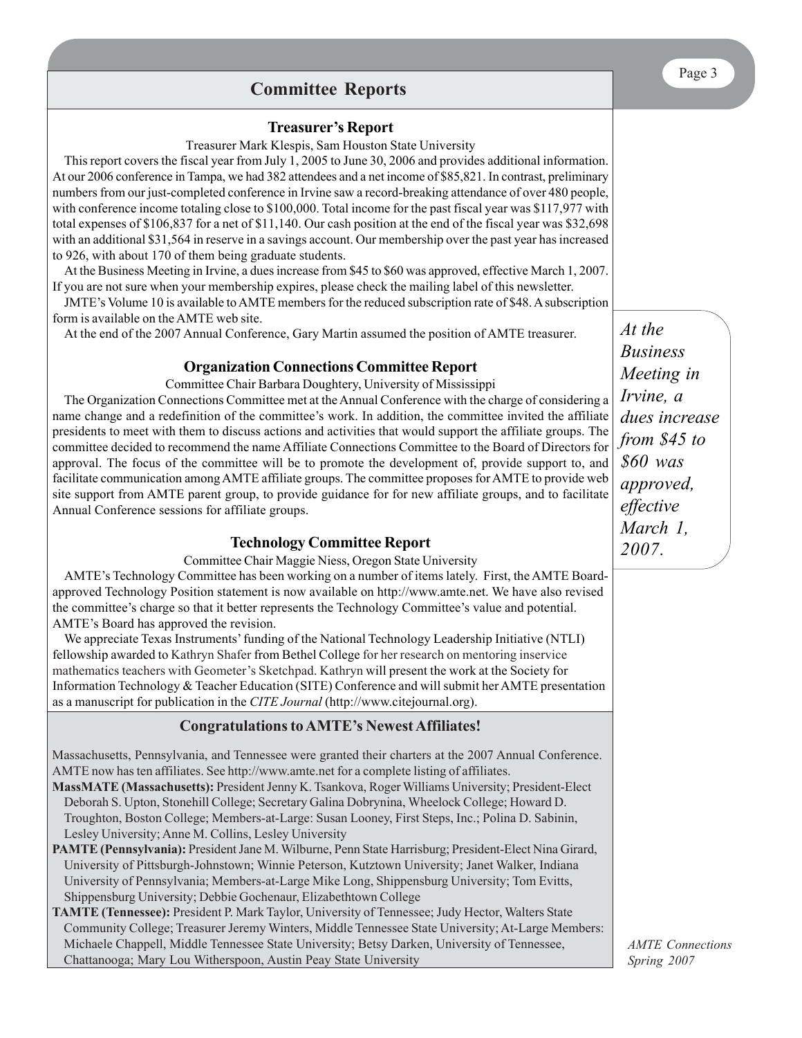# Committee Reports

## Treasurer's Report

Treasurer Mark Klespis, Sam Houston State University

This report covers the fiscal year from July 1, 2005 to June 30, 2006 and provides additional information. At our 2006 conference in Tampa, we had 382 attendees and a net income of $85,821. In contrast, preliminary numbers from our just-completed conference in Irvine saw a record-breaking attendance of over 480 people, with conference income totaling close to $100,000. Total income for the past fiscal year was $117,977 with total expenses of $106,837 for a net of $11,140. Our cash position at the end of the fiscal year was $32,698 with an additional $31,564 in reserve in a savings account. Our membership over the past year has increased to 926, with about 170 of them being graduate students.

At the Business Meeting in Irvine, a dues increase from $45 to $60 was approved, effective March 1, 2007. If you are not sure when your membership expires, please check the mailing label of this newsletter.

JMTE's Volume 10 is available to AMTE members for the reduced subscription rate of $48. A subscription form is available on the AMTE web site.

At the end of the 2007 Annual Conference, Gary Martin assumed the position of AMTE treasurer.

*At the Business Meeting in Irvine, a dues increase from $45 to $60 was approved, effective March 1, 2007.*

## Organization Connections Committee Report

Committee Chair Barbara Doughtery, University of Mississippi

The Organization Connections Committee met at the Annual Conference with the charge of considering a name change and a redefinition of the committee's work. In addition, the committee invited the affiliate presidents to meet with them to discuss actions and activities that would support the affiliate groups. The committee decided to recommend the name Affiliate Connections Committee to the Board of Directors for approval. The focus of the committee will be to promote the development of, provide support to, and facilitate communication among AMTE affiliate groups. The committee proposes for AMTE to provide web site support from AMTE parent group, to provide guidance for for new affiliate groups, and to facilitate Annual Conference sessions for affiliate groups.

## Technology Committee Report

Committee Chair Maggie Niess, Oregon State University

AMTE's Technology Committee has been working on a number of items lately. First, the AMTE Board-approved Technology Position statement is now available on http://www.amte.net. We have also revised the committee's charge so that it better represents the Technology Committee's value and potential. AMTE's Board has approved the revision.

We appreciate Texas Instruments' funding of the National Technology Leadership Initiative (NTLI) fellowship awarded to Kathryn Shafer from Bethel College for her research on mentoring inservice mathematics teachers with Geometer's Sketchpad. Kathryn will present the work at the Society for Information Technology & Teacher Education (SITE) Conference and will submit her AMTE presentation as a manuscript for publication in the *CITE Journal* (http://www.citejournal.org).

## Congratulations to AMTE's Newest Affiliates!

Massachusetts, Pennsylvania, and Tennessee were granted their charters at the 2007 Annual Conference. AMTE now has ten affiliates. See http://www.amte.net for a complete listing of affiliates.

**MassMATE (Massachusetts):** President Jenny K. Tsankova, Roger Williams University; President-Elect Deborah S. Upton, Stonehill College; Secretary Galina Dobrynina, Wheelock College; Howard D. Troughton, Boston College; Members-at-Large: Susan Looney, First Steps, Inc.; Polina D. Sabinin, Lesley University; Anne M. Collins, Lesley University

**PAMTE (Pennsylvania):** President Jane M. Wilburne, Penn State Harrisburg; President-Elect Nina Girard, University of Pittsburgh-Johnstown; Winnie Peterson, Kutztown University; Janet Walker, Indiana University of Pennsylvania; Members-at-Large Mike Long, Shippensburg University; Tom Evitts, Shippensburg University; Debbie Gochenaur, Elizabethtown College

**TAMTE (Tennessee):** President P. Mark Taylor, University of Tennessee; Judy Hector, Walters State Community College; Treasurer Jeremy Winters, Middle Tennessee State University; At-Large Members: Michaele Chappell, Middle Tennessee State University; Betsy Darken, University of Tennessee, Chattanooga; Mary Lou Witherspoon, Austin Peay State University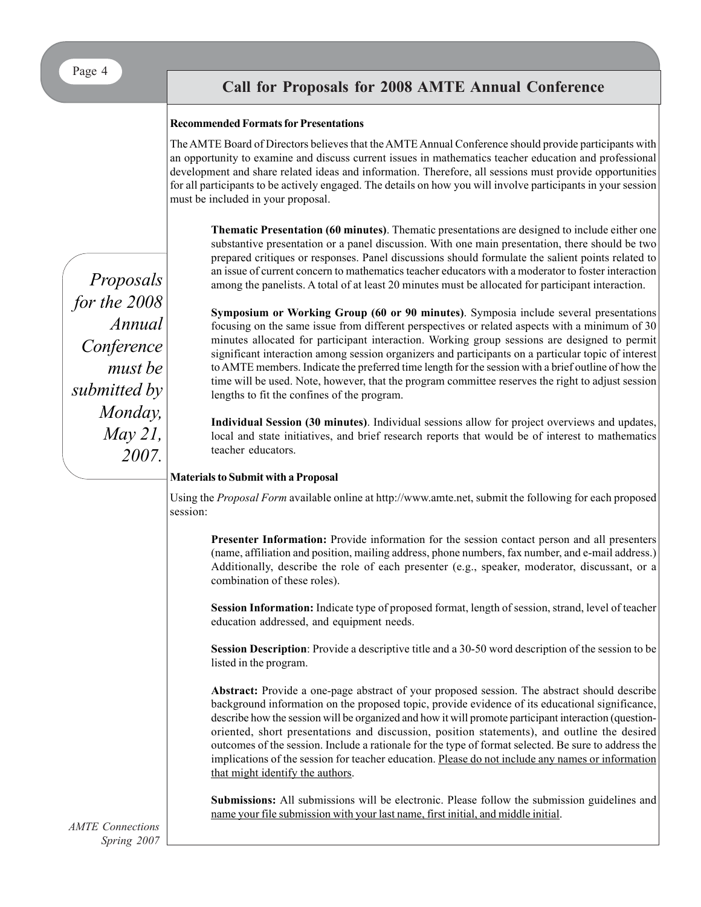# Call for Proposals for 2008 AMTE Annual Conference

### Recommended Formats for Presentations

The AMTE Board of Directors believes that the AMTE Annual Conference should provide participants with an opportunity to examine and discuss current issues in mathematics teacher education and professional development and share related ideas and information. Therefore, all sessions must provide opportunities for all participants to be actively engaged. The details on how you will involve participants in your session must be included in your proposal.

> *Proposals for the 2008 Annual Conference must be submitted by Monday, May 21, 2007.*

**Thematic Presentation (60 minutes)**. Thematic presentations are designed to include either one substantive presentation or a panel discussion. With one main presentation, there should be two prepared critiques or responses. Panel discussions should formulate the salient points related to an issue of current concern to mathematics teacher educators with a moderator to foster interaction among the panelists. A total of at least 20 minutes must be allocated for participant interaction.

**Symposium or Working Group (60 or 90 minutes)**. Symposia include several presentations focusing on the same issue from different perspectives or related aspects with a minimum of 30 minutes allocated for participant interaction. Working group sessions are designed to permit significant interaction among session organizers and participants on a particular topic of interest to AMTE members. Indicate the preferred time length for the session with a brief outline of how the time will be used. Note, however, that the program committee reserves the right to adjust session lengths to fit the confines of the program.

**Individual Session (30 minutes)**. Individual sessions allow for project overviews and updates, local and state initiatives, and brief research reports that would be of interest to mathematics teacher educators.

### Materials to Submit with a Proposal

Using the *Proposal Form* available online at http://www.amte.net, submit the following for each proposed session:

**Presenter Information:** Provide information for the session contact person and all presenters (name, affiliation and position, mailing address, phone numbers, fax number, and e-mail address.) Additionally, describe the role of each presenter (e.g., speaker, moderator, discussant, or a combination of these roles).

**Session Information:** Indicate type of proposed format, length of session, strand, level of teacher education addressed, and equipment needs.

**Session Description**: Provide a descriptive title and a 30-50 word description of the session to be listed in the program.

**Abstract:** Provide a one-page abstract of your proposed session. The abstract should describe background information on the proposed topic, provide evidence of its educational significance, describe how the session will be organized and how it will promote participant interaction (question-oriented, short presentations and discussion, position statements), and outline the desired outcomes of the session. Include a rationale for the type of format selected. Be sure to address the implications of the session for teacher education. Please do not include any names or information that might identify the authors.

**Submissions:** All submissions will be electronic. Please follow the submission guidelines and name your file submission with your last name, first initial, and middle initial.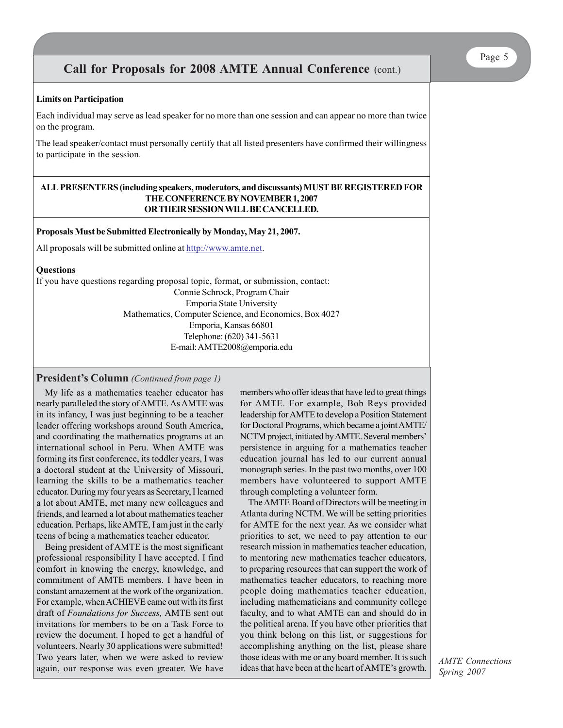## Call for Proposals for 2008 AMTE Annual Conference (cont.)

**Limits on Participation**

Each individual may serve as lead speaker for no more than one session and can appear no more than twice on the program.

The lead speaker/contact must personally certify that all listed presenters have confirmed their willingness to participate in the session.

**ALL PRESENTERS (including speakers, moderators, and discussants) MUST BE REGISTERED FOR THE CONFERENCE BY NOVEMBER 1, 2007 OR THEIR SESSION WILL BE CANCELLED.**

**Proposals Must be Submitted Electronically by Monday, May 21, 2007.**

All proposals will be submitted online at http://www.amte.net.

**Questions**

If you have questions regarding proposal topic, format, or submission, contact:

Connie Schrock, Program Chair
Emporia State University
Mathematics, Computer Science, and Economics, Box 4027
Emporia, Kansas 66801
Telephone: (620) 341-5631
E-mail: AMTE2008@emporia.edu

## President's Column *(Continued from page 1)*

My life as a mathematics teacher educator has nearly paralleled the story of AMTE. As AMTE was in its infancy, I was just beginning to be a teacher leader offering workshops around South America, and coordinating the mathematics programs at an international school in Peru. When AMTE was forming its first conference, its toddler years, I was a doctoral student at the University of Missouri, learning the skills to be a mathematics teacher educator. During my four years as Secretary, I learned a lot about AMTE, met many new colleagues and friends, and learned a lot about mathematics teacher education. Perhaps, like AMTE, I am just in the early teens of being a mathematics teacher educator.

Being president of AMTE is the most significant professional responsibility I have accepted. I find comfort in knowing the energy, knowledge, and commitment of AMTE members. I have been in constant amazement at the work of the organization. For example, when ACHIEVE came out with its first draft of *Foundations for Success,* AMTE sent out invitations for members to be on a Task Force to review the document. I hoped to get a handful of volunteers. Nearly 30 applications were submitted! Two years later, when we were asked to review again, our response was even greater. We have members who offer ideas that have led to great things for AMTE. For example, Bob Reys provided leadership for AMTE to develop a Position Statement for Doctoral Programs, which became a joint AMTE/NCTM project, initiated by AMTE. Several members' persistence in arguing for a mathematics teacher education journal has led to our current annual monograph series. In the past two months, over 100 members have volunteered to support AMTE through completing a volunteer form.

The AMTE Board of Directors will be meeting in Atlanta during NCTM. We will be setting priorities for AMTE for the next year. As we consider what priorities to set, we need to pay attention to our research mission in mathematics teacher education, to mentoring new mathematics teacher educators, to preparing resources that can support the work of mathematics teacher educators, to reaching more people doing mathematics teacher education, including mathematicians and community college faculty, and to what AMTE can and should do in the political arena. If you have other priorities that you think belong on this list, or suggestions for accomplishing anything on the list, please share those ideas with me or any board member. It is such ideas that have been at the heart of AMTE's growth.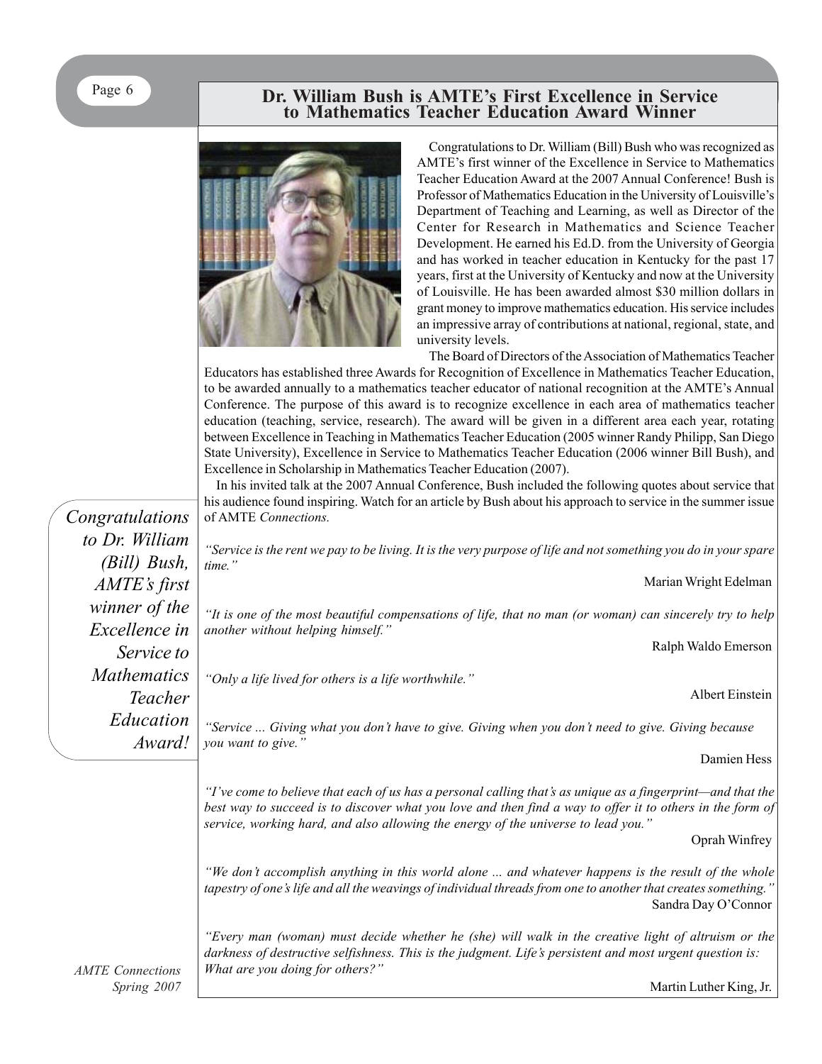# Dr. William Bush is AMTE's First Excellence in Service to Mathematics Teacher Education Award Winner

Congratulations to Dr. William (Bill) Bush who was recognized as AMTE's first winner of the Excellence in Service to Mathematics Teacher Education Award at the 2007 Annual Conference! Bush is Professor of Mathematics Education in the University of Louisville's Department of Teaching and Learning, as well as Director of the Center for Research in Mathematics and Science Teacher Development. He earned his Ed.D. from the University of Georgia and has worked in teacher education in Kentucky for the past 17 years, first at the University of Kentucky and now at the University of Louisville. He has been awarded almost $30 million dollars in grant money to improve mathematics education. His service includes an impressive array of contributions at national, regional, state, and university levels.

The Board of Directors of the Association of Mathematics Teacher Educators has established three Awards for Recognition of Excellence in Mathematics Teacher Education, to be awarded annually to a mathematics teacher educator of national recognition at the AMTE's Annual Conference. The purpose of this award is to recognize excellence in each area of mathematics teacher education (teaching, service, research). The award will be given in a different area each year, rotating between Excellence in Teaching in Mathematics Teacher Education (2005 winner Randy Philipp, San Diego State University), Excellence in Service to Mathematics Teacher Education (2006 winner Bill Bush), and Excellence in Scholarship in Mathematics Teacher Education (2007).

In his invited talk at the 2007 Annual Conference, Bush included the following quotes about service that his audience found inspiring. Watch for an article by Bush about his approach to service in the summer issue of AMTE *Connections.*

*Congratulations to Dr. William (Bill) Bush, AMTE's first winner of the Excellence in Service to Mathematics Teacher Education Award!*

*"Service is the rent we pay to be living. It is the very purpose of life and not something you do in your spare time."*

Marian Wright Edelman

*"It is one of the most beautiful compensations of life, that no man (or woman) can sincerely try to help another without helping himself."*

Ralph Waldo Emerson

*"Only a life lived for others is a life worthwhile."*

Albert Einstein

*"Service ... Giving what you don't have to give. Giving when you don't need to give. Giving because you want to give."*

Damien Hess

*"I've come to believe that each of us has a personal calling that's as unique as a fingerprint—and that the best way to succeed is to discover what you love and then find a way to offer it to others in the form of service, working hard, and also allowing the energy of the universe to lead you."*

Oprah Winfrey

*"We don't accomplish anything in this world alone ... and whatever happens is the result of the whole tapestry of one's life and all the weavings of individual threads from one to another that creates something."*

Sandra Day O'Connor

*"Every man (woman) must decide whether he (she) will walk in the creative light of altruism or the darkness of destructive selfishness. This is the judgment. Life's persistent and most urgent question is: What are you doing for others?"*

Martin Luther King, Jr.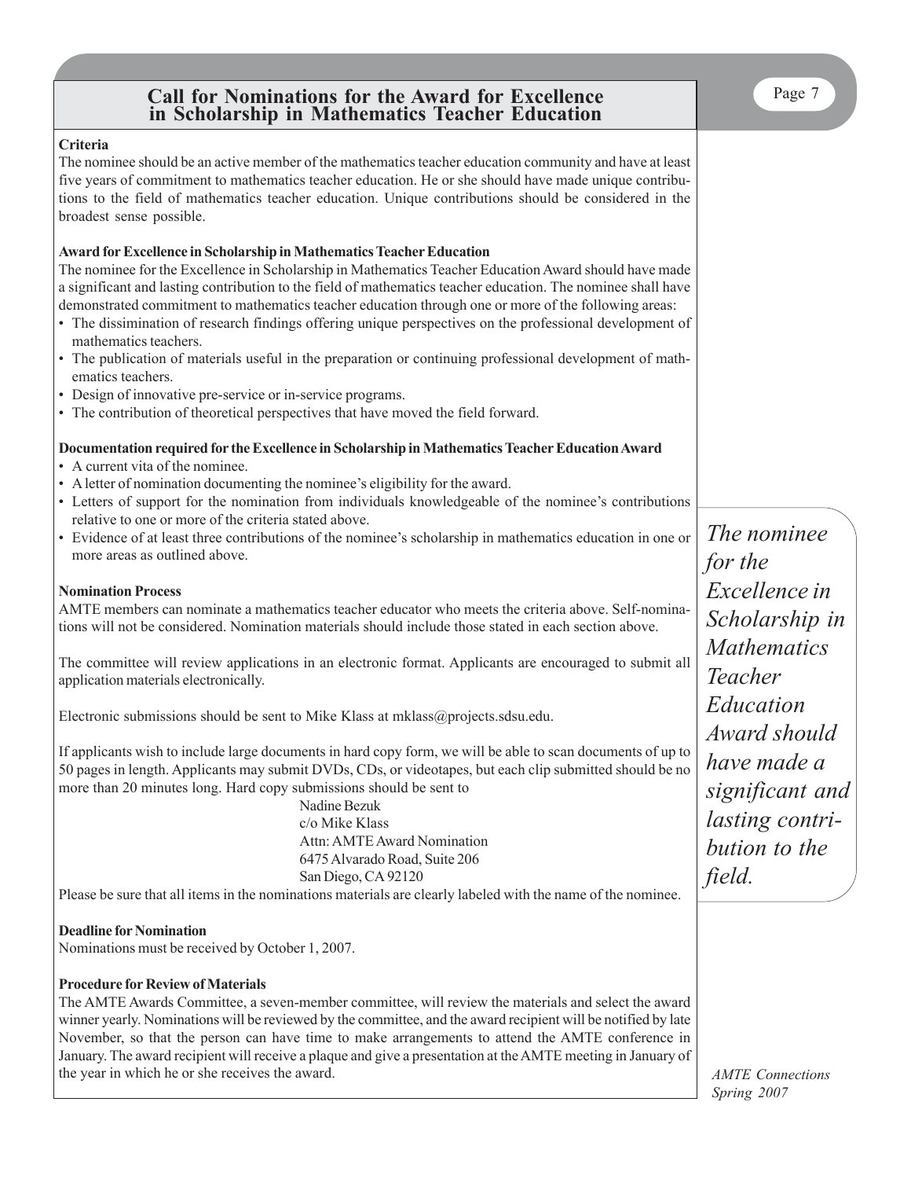# Call for Nominations for the Award for Excellence in Scholarship in Mathematics Teacher Education

**Criteria**

The nominee should be an active member of the mathematics teacher education community and have at least five years of commitment to mathematics teacher education. He or she should have made unique contributions to the field of mathematics teacher education. Unique contributions should be considered in the broadest sense possible.

**Award for Excellence in Scholarship in Mathematics Teacher Education**

The nominee for the Excellence in Scholarship in Mathematics Teacher Education Award should have made a significant and lasting contribution to the field of mathematics teacher education. The nominee shall have demonstrated commitment to mathematics teacher education through one or more of the following areas:

- The dissimination of research findings offering unique perspectives on the professional development of mathematics teachers.
- The publication of materials useful in the preparation or continuing professional development of mathematics teachers.
- Design of innovative pre-service or in-service programs.
- The contribution of theoretical perspectives that have moved the field forward.

**Documentation required for the Excellence in Scholarship in Mathematics Teacher Education Award**

- A current vita of the nominee.
- A letter of nomination documenting the nominee's eligibility for the award.
- Letters of support for the nomination from individuals knowledgeable of the nominee's contributions relative to one or more of the criteria stated above.
- Evidence of at least three contributions of the nominee's scholarship in mathematics education in one or more areas as outlined above.

*The nominee for the Excellence in Scholarship in Mathematics Teacher Education Award should have made a significant and lasting contribution to the field.*

**Nomination Process**

AMTE members can nominate a mathematics teacher educator who meets the criteria above. Self-nominations will not be considered. Nomination materials should include those stated in each section above.

The committee will review applications in an electronic format. Applicants are encouraged to submit all application materials electronically.

Electronic submissions should be sent to Mike Klass at mklass@projects.sdsu.edu.

If applicants wish to include large documents in hard copy form, we will be able to scan documents of up to 50 pages in length. Applicants may submit DVDs, CDs, or videotapes, but each clip submitted should be no more than 20 minutes long. Hard copy submissions should be sent to

Nadine Bezuk
c/o Mike Klass
Attn: AMTE Award Nomination
6475 Alvarado Road, Suite 206
San Diego, CA 92120

Please be sure that all items in the nominations materials are clearly labeled with the name of the nominee.

**Deadline for Nomination**

Nominations must be received by October 1, 2007.

**Procedure for Review of Materials**

The AMTE Awards Committee, a seven-member committee, will review the materials and select the award winner yearly. Nominations will be reviewed by the committee, and the award recipient will be notified by late November, so that the person can have time to make arrangements to attend the AMTE conference in January. The award recipient will receive a plaque and give a presentation at the AMTE meeting in January of the year in which he or she receives the award.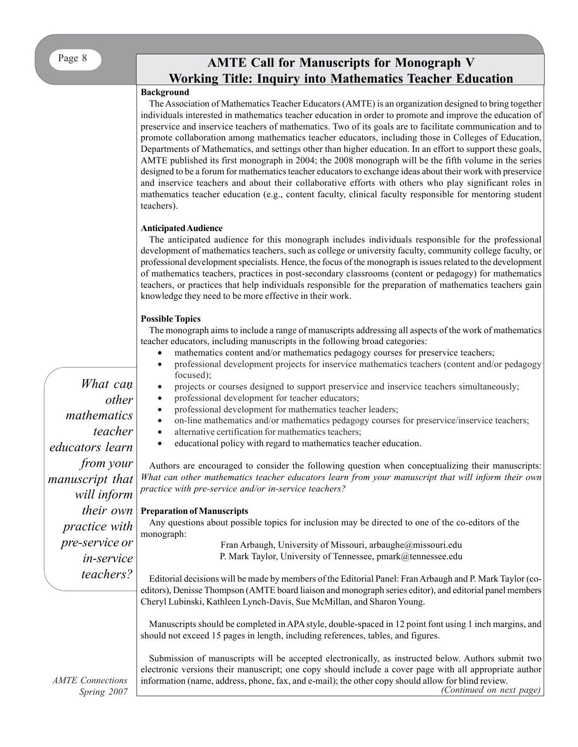# AMTE Call for Manuscripts for Monograph V
## Working Title: Inquiry into Mathematics Teacher Education

**Background**

The Association of Mathematics Teacher Educators (AMTE) is an organization designed to bring together individuals interested in mathematics teacher education in order to promote and improve the education of preservice and inservice teachers of mathematics. Two of its goals are to facilitate communication and to promote collaboration among mathematics teacher educators, including those in Colleges of Education, Departments of Mathematics, and settings other than higher education. In an effort to support these goals, AMTE published its first monograph in 2004; the 2008 monograph will be the fifth volume in the series designed to be a forum for mathematics teacher educators to exchange ideas about their work with preservice and inservice teachers and about their collaborative efforts with others who play significant roles in mathematics teacher education (e.g., content faculty, clinical faculty responsible for mentoring student teachers).

**Anticipated Audience**

The anticipated audience for this monograph includes individuals responsible for the professional development of mathematics teachers, such as college or university faculty, community college faculty, or professional development specialists. Hence, the focus of the monograph is issues related to the development of mathematics teachers, practices in post-secondary classrooms (content or pedagogy) for mathematics teachers, or practices that help individuals responsible for the preparation of mathematics teachers gain knowledge they need to be more effective in their work.

**Possible Topics**

The monograph aims to include a range of manuscripts addressing all aspects of the work of mathematics teacher educators, including manuscripts in the following broad categories:

- mathematics content and/or mathematics pedagogy courses for preservice teachers;
- professional development projects for inservice mathematics teachers (content and/or pedagogy focused);
- projects or courses designed to support preservice and inservice teachers simultaneously;
- professional development for teacher educators;
- professional development for mathematics teacher leaders;
- on-line mathematics and/or mathematics pedagogy courses for preservice/inservice teachers;
- alternative certification for mathematics teachers;
- educational policy with regard to mathematics teacher education.

*What can other mathematics teacher educators learn from your manuscript that will inform their own practice with pre-service or in-service teachers?*

Authors are encouraged to consider the following question when conceptualizing their manuscripts: *What can other mathematics teacher educators learn from your manuscript that will inform their own practice with pre-service and/or in-service teachers?*

**Preparation of Manuscripts**

Any questions about possible topics for inclusion may be directed to one of the co-editors of the monograph:

Fran Arbaugh, University of Missouri, arbaughe@missouri.edu
P. Mark Taylor, University of Tennessee, pmark@tennessee.edu

Editorial decisions will be made by members of the Editorial Panel: Fran Arbaugh and P. Mark Taylor (co-editors), Denisse Thompson (AMTE board liaison and monograph series editor), and editorial panel members Cheryl Lubinski, Kathleen Lynch-Davis, Sue McMillan, and Sharon Young.

Manuscripts should be completed in APA style, double-spaced in 12 point font using 1 inch margins, and should not exceed 15 pages in length, including references, tables, and figures.

Submission of manuscripts will be accepted electronically, as instructed below. Authors submit two electronic versions their manuscript; one copy should include a cover page with all appropriate author information (name, address, phone, fax, and e-mail); the other copy should allow for blind review.

*(Continued on next page)*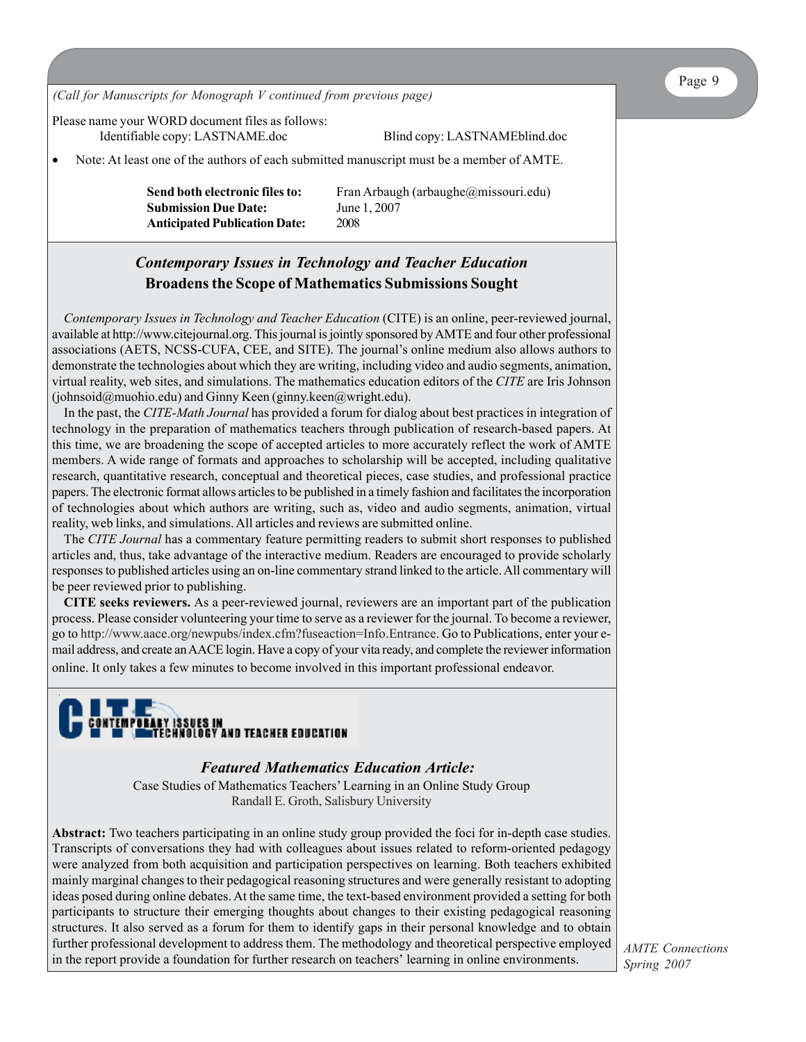*(Call for Manuscripts for Monograph V continued from previous page)*

Please name your WORD document files as follows:
Identifiable copy: LASTNAME.doc Blind copy: LASTNAMEblind.doc

- Note: At least one of the authors of each submitted manuscript must be a member of AMTE.

**Send both electronic files to:** Fran Arbaugh (arbaughe@missouri.edu)
**Submission Due Date:** June 1, 2007
**Anticipated Publication Date:** 2008

## *Contemporary Issues in Technology and Teacher Education* Broadens the Scope of Mathematics Submissions Sought

*Contemporary Issues in Technology and Teacher Education* (CITE) is an online, peer-reviewed journal, available at http://www.citejournal.org. This journal is jointly sponsored by AMTE and four other professional associations (AETS, NCSS-CUFA, CEE, and SITE). The journal's online medium also allows authors to demonstrate the technologies about which they are writing, including video and audio segments, animation, virtual reality, web sites, and simulations. The mathematics education editors of the *CITE* are Iris Johnson (johnsoid@muohio.edu) and Ginny Keen (ginny.keen@wright.edu).

In the past, the *CITE-Math Journal* has provided a forum for dialog about best practices in integration of technology in the preparation of mathematics teachers through publication of research-based papers. At this time, we are broadening the scope of accepted articles to more accurately reflect the work of AMTE members. A wide range of formats and approaches to scholarship will be accepted, including qualitative research, quantitative research, conceptual and theoretical pieces, case studies, and professional practice papers. The electronic format allows articles to be published in a timely fashion and facilitates the incorporation of technologies about which authors are writing, such as, video and audio segments, animation, virtual reality, web links, and simulations. All articles and reviews are submitted online.

The *CITE Journal* has a commentary feature permitting readers to submit short responses to published articles and, thus, take advantage of the interactive medium. Readers are encouraged to provide scholarly responses to published articles using an on-line commentary strand linked to the article. All commentary will be peer reviewed prior to publishing.

**CITE seeks reviewers.** As a peer-reviewed journal, reviewers are an important part of the publication process. Please consider volunteering your time to serve as a reviewer for the journal. To become a reviewer, go to http://www.aace.org/newpubs/index.cfm?fuseaction=Info.Entrance. Go to Publications, enter your e-mail address, and create an AACE login. Have a copy of your vita ready, and complete the reviewer information online. It only takes a few minutes to become involved in this important professional endeavor.

CITE — CONTEMPORARY ISSUES IN TECHNOLOGY AND TEACHER EDUCATION

### *Featured Mathematics Education Article:*

Case Studies of Mathematics Teachers' Learning in an Online Study Group
Randall E. Groth, Salisbury University

**Abstract:** Two teachers participating in an online study group provided the foci for in-depth case studies. Transcripts of conversations they had with colleagues about issues related to reform-oriented pedagogy were analyzed from both acquisition and participation perspectives on learning. Both teachers exhibited mainly marginal changes to their pedagogical reasoning structures and were generally resistant to adopting ideas posed during online debates. At the same time, the text-based environment provided a setting for both participants to structure their emerging thoughts about changes to their existing pedagogical reasoning structures. It also served as a forum for them to identify gaps in their personal knowledge and to obtain further professional development to address them. The methodology and theoretical perspective employed in the report provide a foundation for further research on teachers' learning in online environments.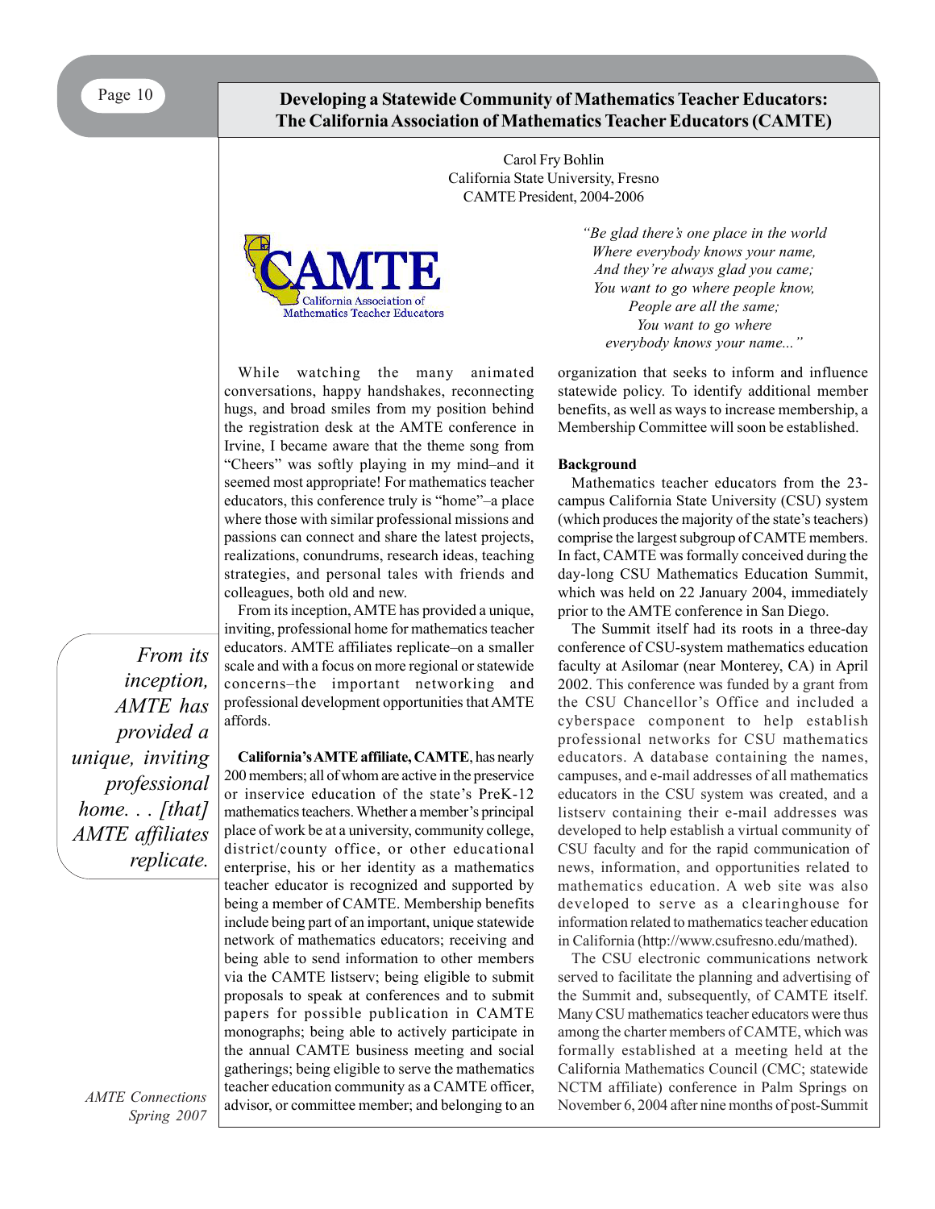# Developing a Statewide Community of Mathematics Teacher Educators: The California Association of Mathematics Teacher Educators (CAMTE)

Carol Fry Bohlin
California State University, Fresno
CAMTE President, 2004-2006

*"Be glad there's one place in the world*
*Where everybody knows your name,*
*And they're always glad you came;*
*You want to go where people know,*
*People are all the same;*
*You want to go where*
*everybody knows your name..."*

While watching the many animated conversations, happy handshakes, reconnecting hugs, and broad smiles from my position behind the registration desk at the AMTE conference in Irvine, I became aware that the theme song from "Cheers" was softly playing in my mind–and it seemed most appropriate! For mathematics teacher educators, this conference truly is "home"–a place where those with similar professional missions and passions can connect and share the latest projects, realizations, conundrums, research ideas, teaching strategies, and personal tales with friends and colleagues, both old and new.

From its inception, AMTE has provided a unique, inviting, professional home for mathematics teacher educators. AMTE affiliates replicate–on a smaller scale and with a focus on more regional or statewide concerns–the important networking and professional development opportunities that AMTE affords.

> *From its inception, AMTE has provided a unique, inviting professional home. . . [that] AMTE affiliates replicate.*

**California's AMTE affiliate, CAMTE**, has nearly 200 members; all of whom are active in the preservice or inservice education of the state's PreK-12 mathematics teachers. Whether a member's principal place of work be at a university, community college, district/county office, or other educational enterprise, his or her identity as a mathematics teacher educator is recognized and supported by being a member of CAMTE. Membership benefits include being part of an important, unique statewide network of mathematics educators; receiving and being able to send information to other members via the CAMTE listserv; being eligible to submit proposals to speak at conferences and to submit papers for possible publication in CAMTE monographs; being able to actively participate in the annual CAMTE business meeting and social gatherings; being eligible to serve the mathematics teacher education community as a CAMTE officer, advisor, or committee member; and belonging to an organization that seeks to inform and influence statewide policy. To identify additional member benefits, as well as ways to increase membership, a Membership Committee will soon be established.

**Background**

Mathematics teacher educators from the 23-campus California State University (CSU) system (which produces the majority of the state's teachers) comprise the largest subgroup of CAMTE members. In fact, CAMTE was formally conceived during the day-long CSU Mathematics Education Summit, which was held on 22 January 2004, immediately prior to the AMTE conference in San Diego.

The Summit itself had its roots in a three-day conference of CSU-system mathematics education faculty at Asilomar (near Monterey, CA) in April 2002. This conference was funded by a grant from the CSU Chancellor's Office and included a cyberspace component to help establish professional networks for CSU mathematics educators. A database containing the names, campuses, and e-mail addresses of all mathematics educators in the CSU system was created, and a listserv containing their e-mail addresses was developed to help establish a virtual community of CSU faculty and for the rapid communication of news, information, and opportunities related to mathematics education. A web site was also developed to serve as a clearinghouse for information related to mathematics teacher education in California (http://www.csufresno.edu/mathed).

The CSU electronic communications network served to facilitate the planning and advertising of the Summit and, subsequently, of CAMTE itself. Many CSU mathematics teacher educators were thus among the charter members of CAMTE, which was formally established at a meeting held at the California Mathematics Council (CMC; statewide NCTM affiliate) conference in Palm Springs on November 6, 2004 after nine months of post-Summit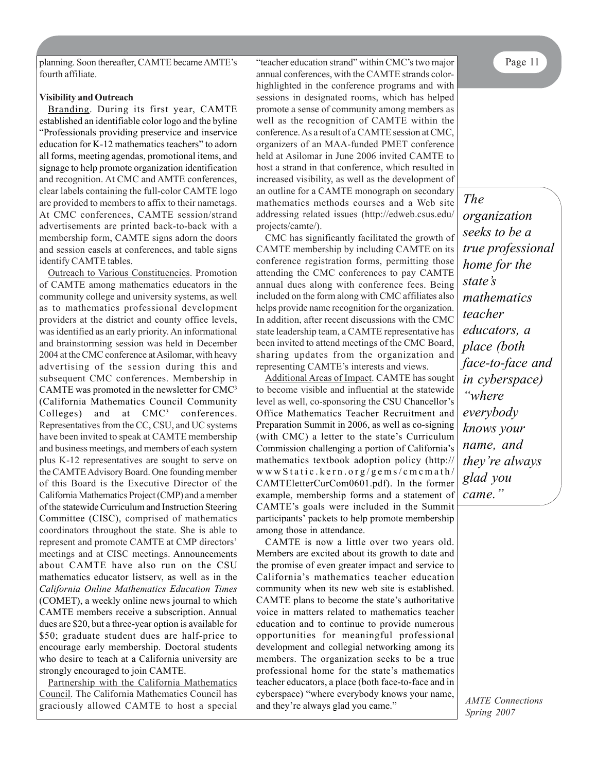planning. Soon thereafter, CAMTE became AMTE's fourth affiliate.

**Visibility and Outreach**

Branding. During its first year, CAMTE established an identifiable color logo and the byline "Professionals providing preservice and inservice education for K-12 mathematics teachers" to adorn all forms, meeting agendas, promotional items, and signage to help promote organization identification and recognition. At CMC and AMTE conferences, clear labels containing the full-color CAMTE logo are provided to members to affix to their nametags. At CMC conferences, CAMTE session/strand advertisements are printed back-to-back with a membership form, CAMTE signs adorn the doors and session easels at conferences, and table signs identify CAMTE tables.

Outreach to Various Constituencies. Promotion of CAMTE among mathematics educators in the community college and university systems, as well as to mathematics professional development providers at the district and county office levels, was identified as an early priority. An informational and brainstorming session was held in December 2004 at the CMC conference at Asilomar, with heavy advertising of the session during this and subsequent CMC conferences. Membership in CAMTE was promoted in the newsletter for $CMC^3$ (California Mathematics Council Community Colleges) and at $CMC^3$ conferences. Representatives from the CC, CSU, and UC systems have been invited to speak at CAMTE membership and business meetings, and members of each system plus K-12 representatives are sought to serve on the CAMTE Advisory Board. One founding member of this Board is the Executive Director of the California Mathematics Project (CMP) and a member of the statewide Curriculum and Instruction Steering Committee (CISC), comprised of mathematics coordinators throughout the state. She is able to represent and promote CAMTE at CMP directors' meetings and at CISC meetings. Announcements about CAMTE have also run on the CSU mathematics educator listserv, as well as in the *California Online Mathematics Education Times* (COMET), a weekly online news journal to which CAMTE members receive a subscription. Annual dues are $20, but a three-year option is available for $50; graduate student dues are half-price to encourage early membership. Doctoral students who desire to teach at a California university are strongly encouraged to join CAMTE.

Partnership with the California Mathematics Council. The California Mathematics Council has graciously allowed CAMTE to host a special "teacher education strand" within CMC's two major annual conferences, with the CAMTE strands color-highlighted in the conference programs and with sessions in designated rooms, which has helped promote a sense of community among members as well as the recognition of CAMTE within the conference. As a result of a CAMTE session at CMC, organizers of an MAA-funded PMET conference held at Asilomar in June 2006 invited CAMTE to host a strand in that conference, which resulted in increased visibility, as well as the development of an outline for a CAMTE monograph on secondary mathematics methods courses and a Web site addressing related issues (http://edweb.csus.edu/projects/camte/).

CMC has significantly facilitated the growth of CAMTE membership by including CAMTE on its conference registration forms, permitting those attending the CMC conferences to pay CAMTE annual dues along with conference fees. Being included on the form along with CMC affiliates also helps provide name recognition for the organization. In addition, after recent discussions with the CMC state leadership team, a CAMTE representative has been invited to attend meetings of the CMC Board, sharing updates from the organization and representing CAMTE's interests and views.

Additional Areas of Impact. CAMTE has sought to become visible and influential at the statewide level as well, co-sponsoring the CSU Chancellor's Office Mathematics Teacher Recruitment and Preparation Summit in 2006, as well as co-signing (with CMC) a letter to the state's Curriculum Commission challenging a portion of California's mathematics textbook adoption policy (http://www.Static.kern.org/gems/cmcmath/CAMTEletterCurCom0601.pdf). In the former example, membership forms and a statement of CAMTE's goals were included in the Summit participants' packets to help promote membership among those in attendance.

CAMTE is now a little over two years old. Members are excited about its growth to date and the promise of even greater impact and service to California's mathematics teacher education community when its new web site is established. CAMTE plans to become the state's authoritative voice in matters related to mathematics teacher education and to continue to provide numerous opportunities for meaningful professional development and collegial networking among its members. The organization seeks to be a true professional home for the state's mathematics teacher educators, a place (both face-to-face and in cyberspace) "where everybody knows your name, and they're always glad you came."

*The organization seeks to be a true professional home for the state's mathematics teacher educators, a place (both face-to-face and in cyberspace) "where everybody knows your name, and they're always glad you came."*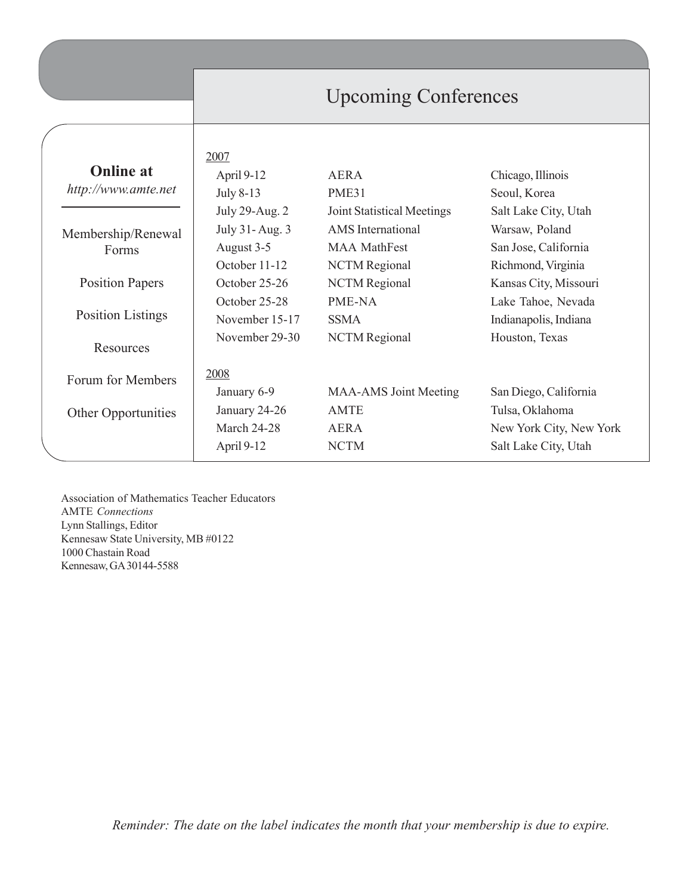## Upcoming Conferences

**Online at**
*http://www.amte.net*

Membership/Renewal Forms

Position Papers

Position Listings

Resources

Forum for Members

Other Opportunities

| | | |
|---|---|---|
| **2007** | | |
| April 9-12 | AERA | Chicago, Illinois |
| July 8-13 | PME31 | Seoul, Korea |
| July 29-Aug. 2 | Joint Statistical Meetings | Salt Lake City, Utah |
| July 31- Aug. 3 | AMS International | Warsaw, Poland |
| August 3-5 | MAA MathFest | San Jose, California |
| October 11-12 | NCTM Regional | Richmond, Virginia |
| October 25-26 | NCTM Regional | Kansas City, Missouri |
| October 25-28 | PME-NA | Lake Tahoe, Nevada |
| November 15-17 | SSMA | Indianapolis, Indiana |
| November 29-30 | NCTM Regional | Houston, Texas |
| **2008** | | |
| January 6-9 | MAA-AMS Joint Meeting | San Diego, California |
| January 24-26 | AMTE | Tulsa, Oklahoma |
| March 24-28 | AERA | New York City, New York |
| April 9-12 | NCTM | Salt Lake City, Utah |

Association of Mathematics Teacher Educators
AMTE *Connections*
Lynn Stallings, Editor
Kennesaw State University, MB #0122
1000 Chastain Road
Kennesaw, GA 30144-5588

*Reminder: The date on the label indicates the month that your membership is due to expire.*